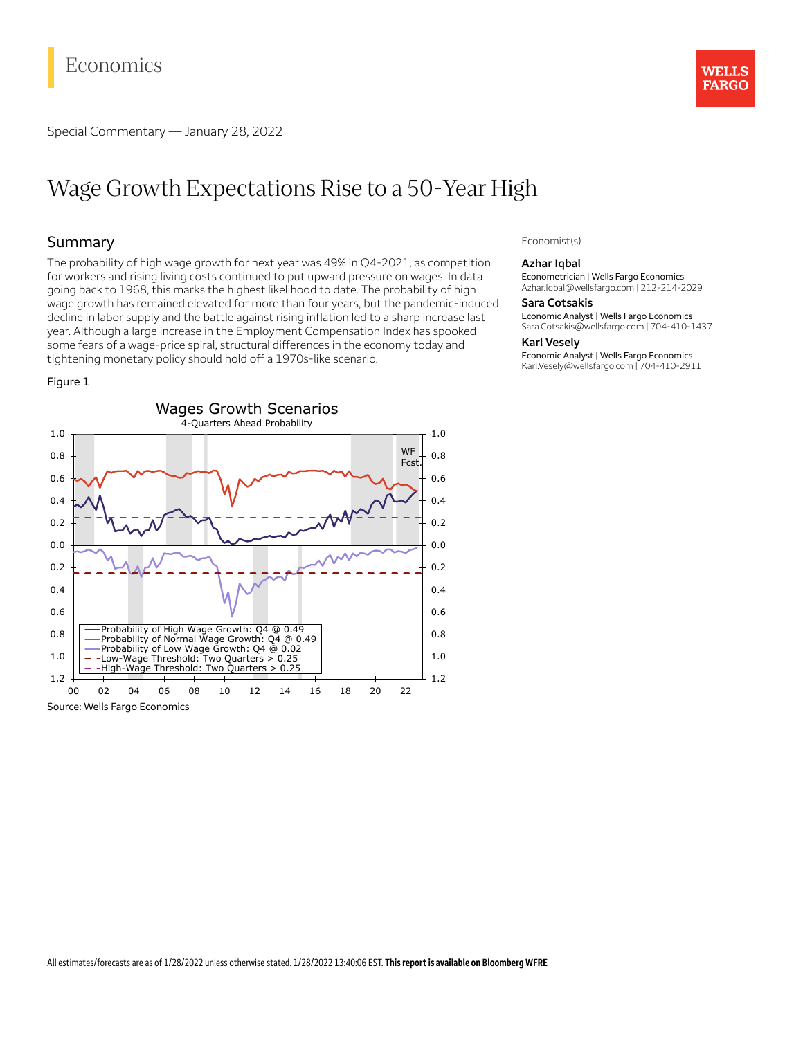Economics

Special Commentary — January 28, 2022

# Wage Growth Expectations Rise to a 50-Year High

## Summary

The probability of high wage growth for next year was 49% in Q4-2021, as competition for workers and rising living costs continued to put upward pressure on wages. In data going back to 1968, this marks the highest likelihood to date. The probability of high wage growth has remained elevated for more than four years, but the pandemic-induced decline in labor supply and the battle against rising inflation led to a sharp increase last year. Although a large increase in the Employment Compensation Index has spooked some fears of a wage-price spiral, structural differences in the economy today and tightening monetary policy should hold off a 1970s-like scenario.

Economist(s)

**Azhar Iqbal**
Econometrician | Wells Fargo Economics
Azhar.Iqbal@wellsfargo.com | 212-214-2029

**Sara Cotsakis**
Economic Analyst | Wells Fargo Economics
Sara.Cotsakis@wellsfargo.com | 704-410-1437

**Karl Vesely**
Economic Analyst | Wells Fargo Economics
Karl.Vesely@wellsfargo.com | 704-410-2911

Figure 1

Wages Growth Scenarios
4-Quarters Ahead Probability

- Probability of High Wage Growth: Q4 @ 0.49
- Probability of Normal Wage Growth: Q4 @ 0.49
- Probability of Low Wage Growth: Q4 @ 0.02
- Low-Wage Threshold: Two Quarters > 0.25
- High-Wage Threshold: Two Quarters > 0.25

Source: Wells Fargo Economics

All estimates/forecasts are as of 1/28/2022 unless otherwise stated. 1/28/2022 13:40:06 EST. **This report is available on Bloomberg WFRE**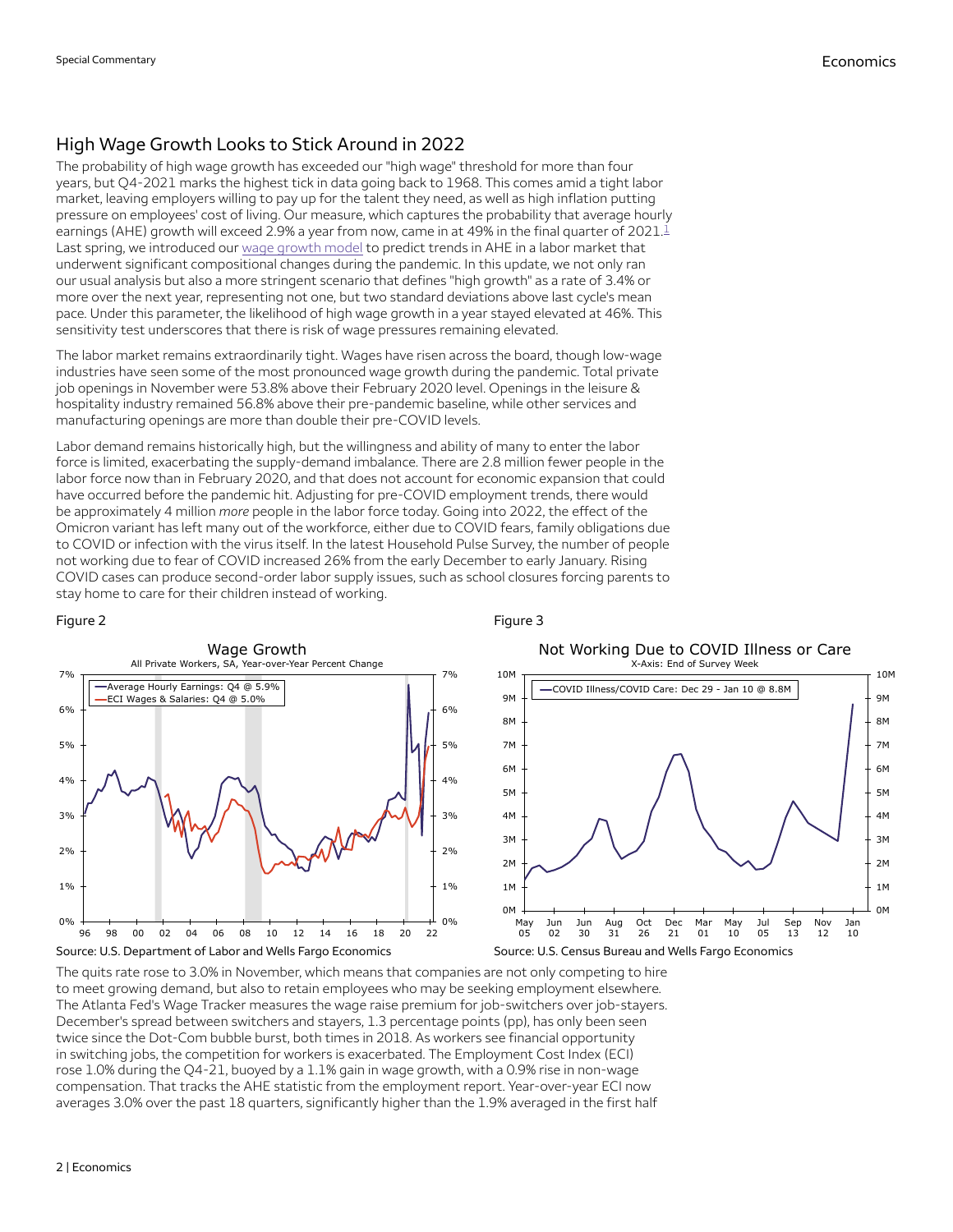## High Wage Growth Looks to Stick Around in 2022

The probability of high wage growth has exceeded our "high wage" threshold for more than four years, but Q4-2021 marks the highest tick in data going back to 1968. This comes amid a tight labor market, leaving employers willing to pay up for the talent they need, as well as high inflation putting pressure on employees' cost of living. Our measure, which captures the probability that average hourly earnings (AHE) growth will exceed 2.9% a year from now, came in at 49% in the final quarter of 2021.[1] Last spring, we introduced our wage growth model to predict trends in AHE in a labor market that underwent significant compositional changes during the pandemic. In this update, we not only ran our usual analysis but also a more stringent scenario that defines "high growth" as a rate of 3.4% or more over the next year, representing not one, but two standard deviations above last cycle's mean pace. Under this parameter, the likelihood of high wage growth in a year stayed elevated at 46%. This sensitivity test underscores that there is risk of wage pressures remaining elevated.

The labor market remains extraordinarily tight. Wages have risen across the board, though low-wage industries have seen some of the most pronounced wage growth during the pandemic. Total private job openings in November were 53.8% above their February 2020 level. Openings in the leisure & hospitality industry remained 56.8% above their pre-pandemic baseline, while other services and manufacturing openings are more than double their pre-COVID levels.

Labor demand remains historically high, but the willingness and ability of many to enter the labor force is limited, exacerbating the supply-demand imbalance. There are 2.8 million fewer people in the labor force now than in February 2020, and that does not account for economic expansion that could have occurred before the pandemic hit. Adjusting for pre-COVID employment trends, there would be approximately 4 million *more* people in the labor force today. Going into 2022, the effect of the Omicron variant has left many out of the workforce, either due to COVID fears, family obligations due to COVID or infection with the virus itself. In the latest Household Pulse Survey, the number of people not working due to fear of COVID increased 26% from the early December to early January. Rising COVID cases can produce second-order labor supply issues, such as school closures forcing parents to stay home to care for their children instead of working.

Figure 2

Source: U.S. Department of Labor and Wells Fargo Economics

Figure 3

Source: U.S. Census Bureau and Wells Fargo Economics

The quits rate rose to 3.0% in November, which means that companies are not only competing to hire to meet growing demand, but also to retain employees who may be seeking employment elsewhere. The Atlanta Fed's Wage Tracker measures the wage raise premium for job-switchers over job-stayers. December's spread between switchers and stayers, 1.3 percentage points (pp), has only been seen twice since the Dot-Com bubble burst, both times in 2018. As workers see financial opportunity in switching jobs, the competition for workers is exacerbated. The Employment Cost Index (ECI) rose 1.0% during the Q4-21, buoyed by a 1.1% gain in wage growth, with a 0.9% rise in non-wage compensation. That tracks the AHE statistic from the employment report. Year-over-year ECI now averages 3.0% over the past 18 quarters, significantly higher than the 1.9% averaged in the first half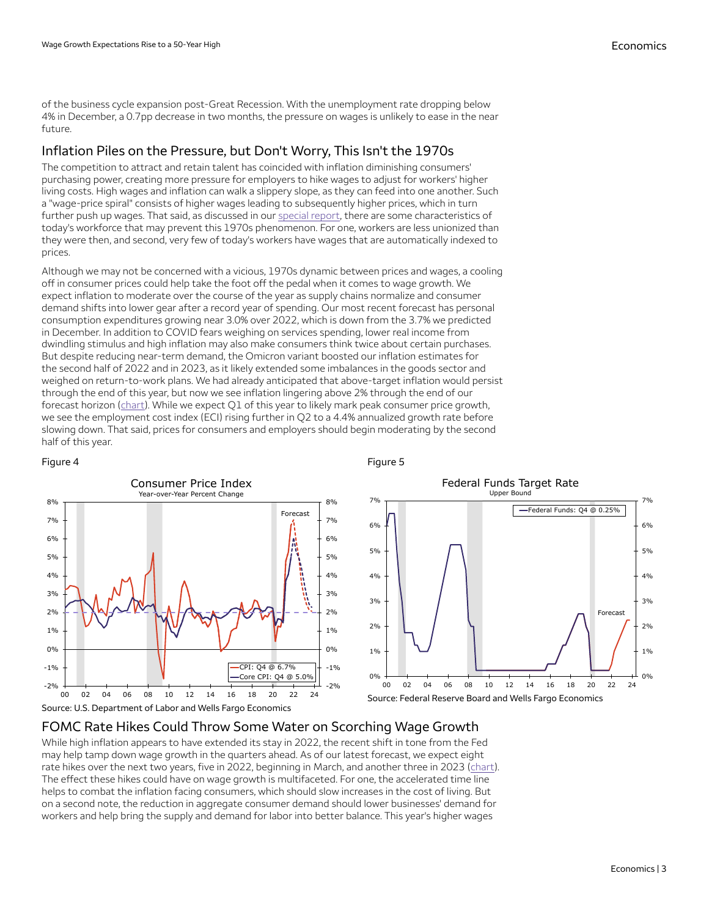of the business cycle expansion post-Great Recession. With the unemployment rate dropping below 4% in December, a 0.7pp decrease in two months, the pressure on wages is unlikely to ease in the near future.

## Inflation Piles on the Pressure, but Don't Worry, This Isn't the 1970s

The competition to attract and retain talent has coincided with inflation diminishing consumers' purchasing power, creating more pressure for employers to hike wages to adjust for workers' higher living costs. High wages and inflation can walk a slippery slope, as they can feed into one another. Such a "wage-price spiral" consists of higher wages leading to subsequently higher prices, which in turn further push up wages. That said, as discussed in our special report, there are some characteristics of today's workforce that may prevent this 1970s phenomenon. For one, workers are less unionized than they were then, and second, very few of today's workers have wages that are automatically indexed to prices.

Although we may not be concerned with a vicious, 1970s dynamic between prices and wages, a cooling off in consumer prices could help take the foot off the pedal when it comes to wage growth. We expect inflation to moderate over the course of the year as supply chains normalize and consumer demand shifts into lower gear after a record year of spending. Our most recent forecast has personal consumption expenditures growing near 3.0% over 2022, which is down from the 3.7% we predicted in December. In addition to COVID fears weighing on services spending, lower real income from dwindling stimulus and high inflation may also make consumers think twice about certain purchases. But despite reducing near-term demand, the Omicron variant boosted our inflation estimates for the second half of 2022 and in 2023, as it likely extended some imbalances in the goods sector and weighed on return-to-work plans. We had already anticipated that above-target inflation would persist through the end of this year, but now we see inflation lingering above 2% through the end of our forecast horizon (chart). While we expect Q1 of this year to likely mark peak consumer price growth, we see the employment cost index (ECI) rising further in Q2 to a 4.4% annualized growth rate before slowing down. That said, prices for consumers and employers should begin moderating by the second half of this year.

Figure 4

Source: U.S. Department of Labor and Wells Fargo Economics

Figure 5

Source: Federal Reserve Board and Wells Fargo Economics

## FOMC Rate Hikes Could Throw Some Water on Scorching Wage Growth

While high inflation appears to have extended its stay in 2022, the recent shift in tone from the Fed may help tamp down wage growth in the quarters ahead. As of our latest forecast, we expect eight rate hikes over the next two years, five in 2022, beginning in March, and another three in 2023 (chart). The effect these hikes could have on wage growth is multifaceted. For one, the accelerated time line helps to combat the inflation facing consumers, which should slow increases in the cost of living. But on a second note, the reduction in aggregate consumer demand should lower businesses' demand for workers and help bring the supply and demand for labor into better balance. This year's higher wages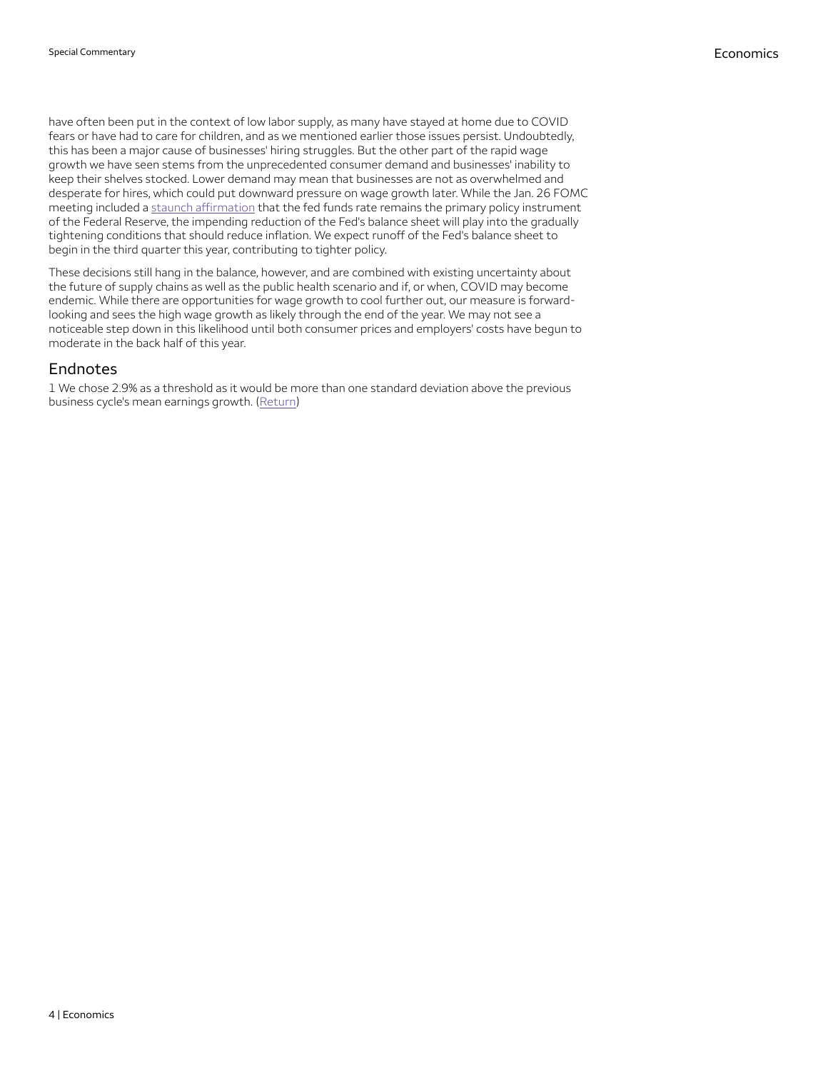have often been put in the context of low labor supply, as many have stayed at home due to COVID fears or have had to care for children, and as we mentioned earlier those issues persist. Undoubtedly, this has been a major cause of businesses' hiring struggles. But the other part of the rapid wage growth we have seen stems from the unprecedented consumer demand and businesses' inability to keep their shelves stocked. Lower demand may mean that businesses are not as overwhelmed and desperate for hires, which could put downward pressure on wage growth later. While the Jan. 26 FOMC meeting included a staunch affirmation that the fed funds rate remains the primary policy instrument of the Federal Reserve, the impending reduction of the Fed's balance sheet will play into the gradually tightening conditions that should reduce inflation. We expect runoff of the Fed's balance sheet to begin in the third quarter this year, contributing to tighter policy.

These decisions still hang in the balance, however, and are combined with existing uncertainty about the future of supply chains as well as the public health scenario and if, or when, COVID may become endemic. While there are opportunities for wage growth to cool further out, our measure is forward-looking and sees the high wage growth as likely through the end of the year. We may not see a noticeable step down in this likelihood until both consumer prices and employers' costs have begun to moderate in the back half of this year.

## Endnotes

1 We chose 2.9% as a threshold as it would be more than one standard deviation above the previous business cycle's mean earnings growth. (Return)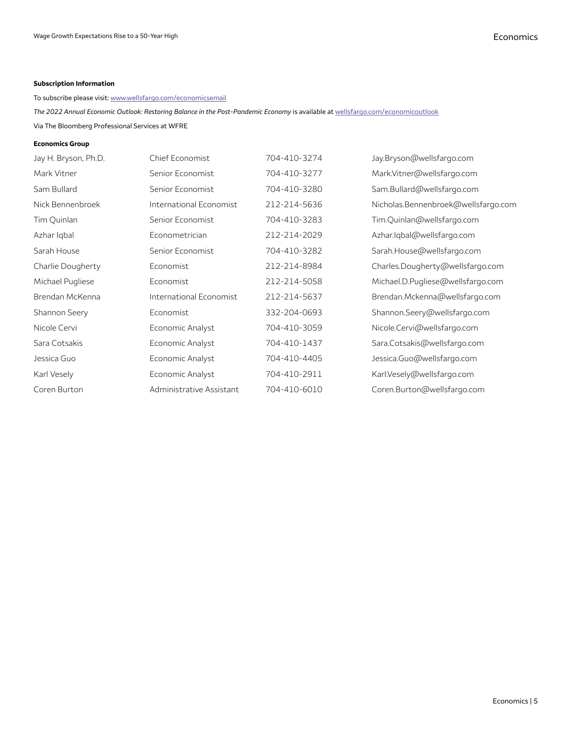**Subscription Information**

To subscribe please visit: [www.wellsfargo.com/economicsemail](www.wellsfargo.com/economicsemail)

*The 2022 Annual Economic Outlook: Restoring Balance in the Post-Pandemic Economy* is available at [wellsfargo.com/economicoutlook](wellsfargo.com/economicoutlook)

Via The Bloomberg Professional Services at WFRE

**Economics Group**

| | | | |
|---|---|---|---|
| Jay H. Bryson, Ph.D. | Chief Economist | 704-410-3274 | Jay.Bryson@wellsfargo.com |
| Mark Vitner | Senior Economist | 704-410-3277 | Mark.Vitner@wellsfargo.com |
| Sam Bullard | Senior Economist | 704-410-3280 | Sam.Bullard@wellsfargo.com |
| Nick Bennenbroek | International Economist | 212-214-5636 | Nicholas.Bennenbroek@wellsfargo.com |
| Tim Quinlan | Senior Economist | 704-410-3283 | Tim.Quinlan@wellsfargo.com |
| Azhar Iqbal | Econometrician | 212-214-2029 | Azhar.Iqbal@wellsfargo.com |
| Sarah House | Senior Economist | 704-410-3282 | Sarah.House@wellsfargo.com |
| Charlie Dougherty | Economist | 212-214-8984 | Charles.Dougherty@wellsfargo.com |
| Michael Pugliese | Economist | 212-214-5058 | Michael.D.Pugliese@wellsfargo.com |
| Brendan McKenna | International Economist | 212-214-5637 | Brendan.Mckenna@wellsfargo.com |
| Shannon Seery | Economist | 332-204-0693 | Shannon.Seery@wellsfargo.com |
| Nicole Cervi | Economic Analyst | 704-410-3059 | Nicole.Cervi@wellsfargo.com |
| Sara Cotsakis | Economic Analyst | 704-410-1437 | Sara.Cotsakis@wellsfargo.com |
| Jessica Guo | Economic Analyst | 704-410-4405 | Jessica.Guo@wellsfargo.com |
| Karl Vesely | Economic Analyst | 704-410-2911 | Karl.Vesely@wellsfargo.com |
| Coren Burton | Administrative Assistant | 704-410-6010 | Coren.Burton@wellsfargo.com |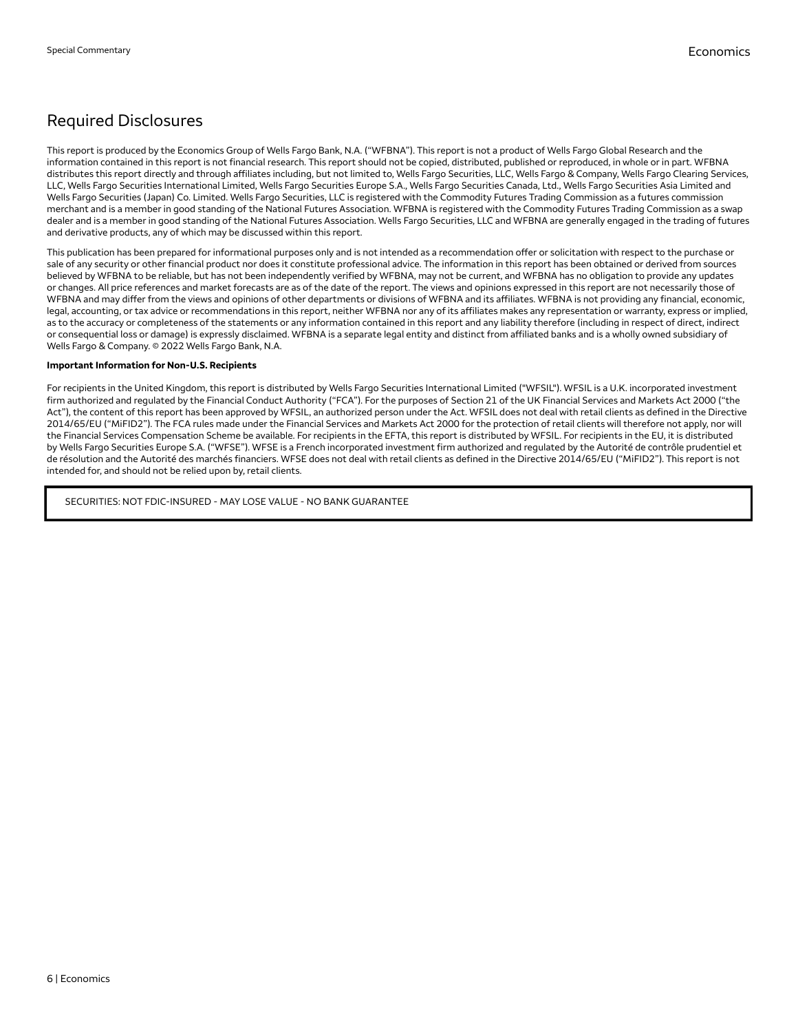## Required Disclosures

This report is produced by the Economics Group of Wells Fargo Bank, N.A. ("WFBNA"). This report is not a product of Wells Fargo Global Research and the information contained in this report is not financial research. This report should not be copied, distributed, published or reproduced, in whole or in part. WFBNA distributes this report directly and through affiliates including, but not limited to, Wells Fargo Securities, LLC, Wells Fargo & Company, Wells Fargo Clearing Services, LLC, Wells Fargo Securities International Limited, Wells Fargo Securities Europe S.A., Wells Fargo Securities Canada, Ltd., Wells Fargo Securities Asia Limited and Wells Fargo Securities (Japan) Co. Limited. Wells Fargo Securities, LLC is registered with the Commodity Futures Trading Commission as a futures commission merchant and is a member in good standing of the National Futures Association. WFBNA is registered with the Commodity Futures Trading Commission as a swap dealer and is a member in good standing of the National Futures Association. Wells Fargo Securities, LLC and WFBNA are generally engaged in the trading of futures and derivative products, any of which may be discussed within this report.

This publication has been prepared for informational purposes only and is not intended as a recommendation offer or solicitation with respect to the purchase or sale of any security or other financial product nor does it constitute professional advice. The information in this report has been obtained or derived from sources believed by WFBNA to be reliable, but has not been independently verified by WFBNA, may not be current, and WFBNA has no obligation to provide any updates or changes. All price references and market forecasts are as of the date of the report. The views and opinions expressed in this report are not necessarily those of WFBNA and may differ from the views and opinions of other departments or divisions of WFBNA and its affiliates. WFBNA is not providing any financial, economic, legal, accounting, or tax advice or recommendations in this report, neither WFBNA nor any of its affiliates makes any representation or warranty, express or implied, as to the accuracy or completeness of the statements or any information contained in this report and any liability therefore (including in respect of direct, indirect or consequential loss or damage) is expressly disclaimed. WFBNA is a separate legal entity and distinct from affiliated banks and is a wholly owned subsidiary of Wells Fargo & Company. © 2022 Wells Fargo Bank, N.A.

**Important Information for Non-U.S. Recipients**

For recipients in the United Kingdom, this report is distributed by Wells Fargo Securities International Limited ("WFSIL"). WFSIL is a U.K. incorporated investment firm authorized and regulated by the Financial Conduct Authority ("FCA"). For the purposes of Section 21 of the UK Financial Services and Markets Act 2000 ("the Act"), the content of this report has been approved by WFSIL, an authorized person under the Act. WFSIL does not deal with retail clients as defined in the Directive 2014/65/EU ("MiFID2"). The FCA rules made under the Financial Services and Markets Act 2000 for the protection of retail clients will therefore not apply, nor will the Financial Services Compensation Scheme be available. For recipients in the EFTA, this report is distributed by WFSIL. For recipients in the EU, it is distributed by Wells Fargo Securities Europe S.A. ("WFSE"). WFSE is a French incorporated investment firm authorized and regulated by the Autorité de contrôle prudentiel et de résolution and the Autorité des marchés financiers. WFSE does not deal with retail clients as defined in the Directive 2014/65/EU ("MiFID2"). This report is not intended for, and should not be relied upon by, retail clients.

SECURITIES: NOT FDIC-INSURED - MAY LOSE VALUE - NO BANK GUARANTEE